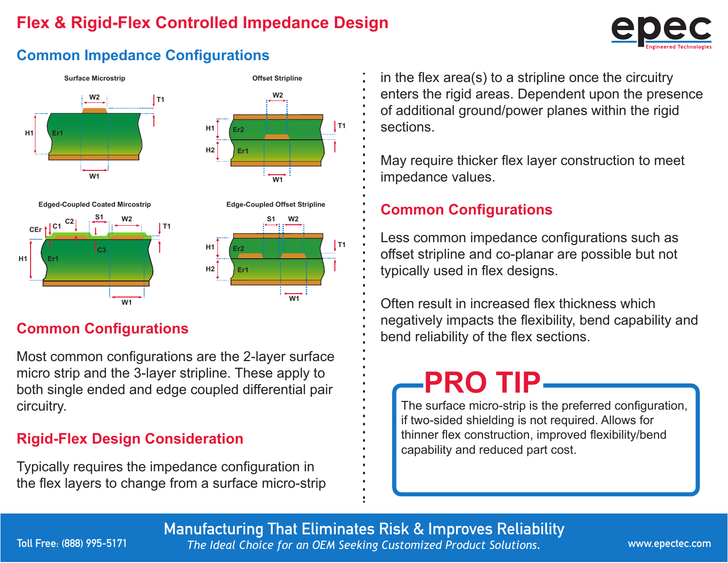# Flex & Rigid-Flex Controlled Impedance Design

## Common Impedance Configurations

Surface Microstrip

Offset Stripline

Edged-Coupled Coated Mircostrip

Edge-Coupled Offset Stripline

## Common Configurations

Most common configurations are the 2-layer surface micro strip and the 3-layer stripline. These apply to both single ended and edge coupled differential pair circuitry.

## Rigid-Flex Design Consideration

Typically requires the impedance configuration in the flex layers to change from a surface micro-strip in the flex area(s) to a stripline once the circuitry enters the rigid areas. Dependent upon the presence of additional ground/power planes within the rigid sections.

May require thicker flex layer construction to meet impedance values.

## Common Configurations

Less common impedance configurations such as offset stripline and co-planar are possible but not typically used in flex designs.

Often result in increased flex thickness which negatively impacts the flexibility, bend capability and bend reliability of the flex sections.

## PRO TIP

The surface micro-strip is the preferred configuration, if two-sided shielding is not required. Allows for thinner flex construction, improved flexibility/bend capability and reduced part cost.

**Manufacturing That Eliminates Risk & Improves Reliability**

*The Ideal Choice for an OEM Seeking Customized Product Solutions.*

Toll Free: (888) 995-5171

www.epectec.com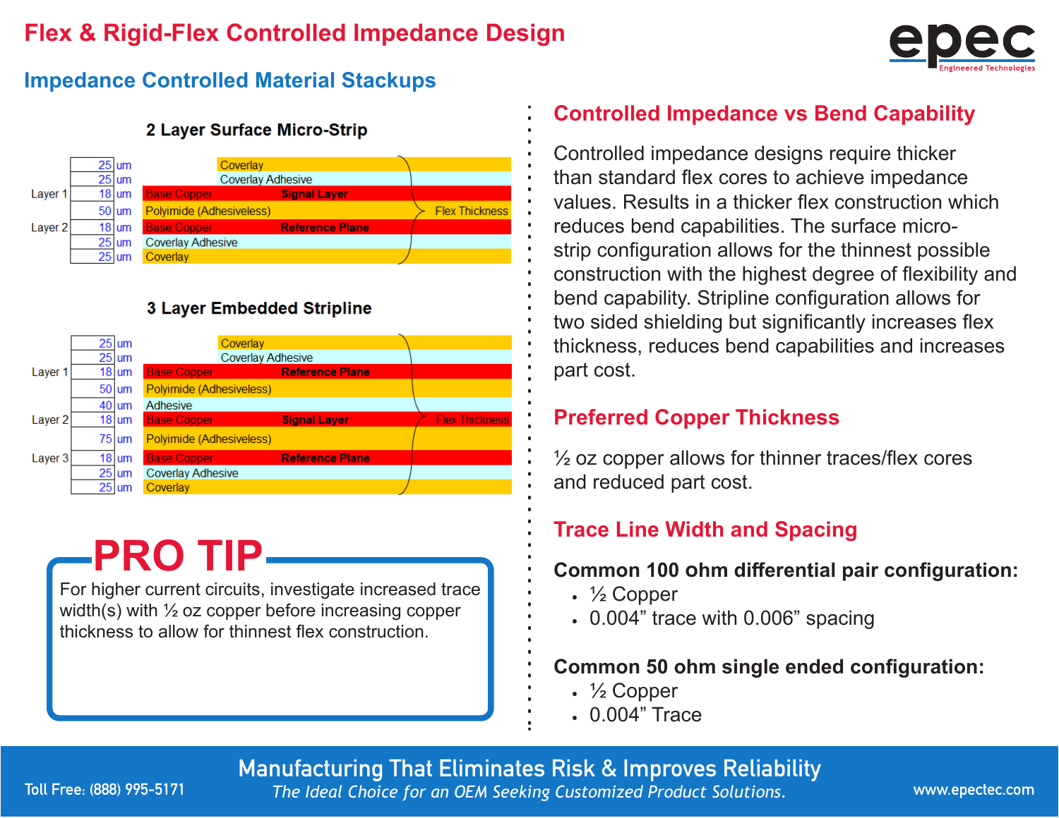# Flex & Rigid-Flex Controlled Impedance Design

## Impedance Controlled Material Stackups

### 2 Layer Surface Micro-Strip

| Layer | Thickness | Unit | Material | Function |
|---|---|---|---|---|
| | 25 | um | Coverlay | |
| | 25 | um | Coverlay Adhesive | |
| Layer 1 | 18 | um | Base Copper | Signal Layer |
| | 50 | um | Polyimide (Adhesiveless) | |
| Layer 2 | 18 | um | Base Copper | Reference Plane |
| | 25 | um | Coverlay Adhesive | |
| | 25 | um | Coverlay | |

Flex Thickness

### 3 Layer Embedded Stripline

| Layer | Thickness | Unit | Material | Function |
|---|---|---|---|---|
| | 25 | um | Coverlay | |
| | 25 | um | Coverlay Adhesive | |
| Layer 1 | 18 | um | Base Copper | Reference Plane |
| | 50 | um | Polyimide (Adhesiveless) | |
| | 40 | um | Adhesive | |
| Layer 2 | 18 | um | Base Copper | Signal Layer |
| | 75 | um | Polyimide (Adhesiveless) | |
| Layer 3 | 18 | um | Base Copper | Reference Plane |
| | 25 | um | Coverlay Adhesive | |
| | 25 | um | Coverlay | |

Flex Thickness

**PRO TIP**

For higher current circuits, investigate increased trace width(s) with ½ oz copper before increasing copper thickness to allow for thinnest flex construction.

## Controlled Impedance vs Bend Capability

Controlled impedance designs require thicker than standard flex cores to achieve impedance values. Results in a thicker flex construction which reduces bend capabilities. The surface micro-strip configuration allows for the thinnest possible construction with the highest degree of flexibility and bend capability. Stripline configuration allows for two sided shielding but significantly increases flex thickness, reduces bend capabilities and increases part cost.

## Preferred Copper Thickness

½ oz copper allows for thinner traces/flex cores and reduced part cost.

## Trace Line Width and Spacing

**Common 100 ohm differential pair configuration:**

- ½ Copper
- 0.004” trace with 0.006” spacing

**Common 50 ohm single ended configuration:**

- ½ Copper
- 0.004” Trace

Toll Free: (888) 995-5171

Manufacturing That Eliminates Risk & Improves Reliability

*The Ideal Choice for an OEM Seeking Customized Product Solutions.*

www.epectec.com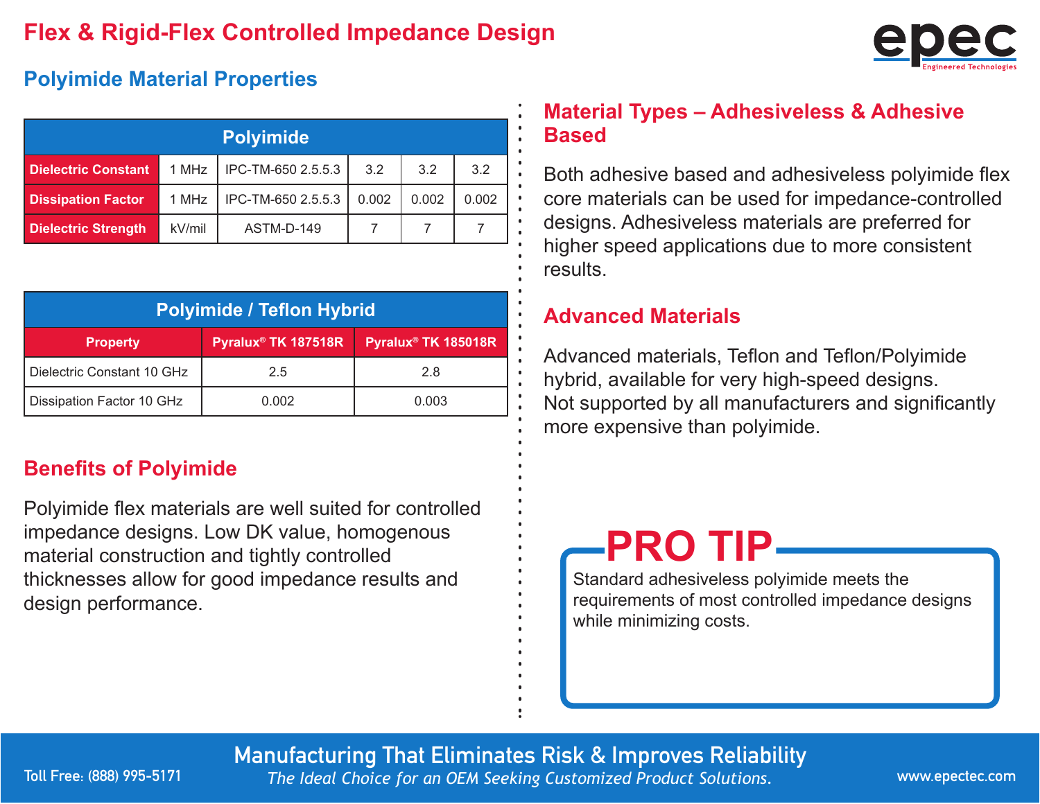# Flex & Rigid-Flex Controlled Impedance Design

## Polyimide Material Properties

| Polyimide | | | | | |
|---|---|---|---|---|---|
| **Dielectric Constant** | 1 MHz | IPC-TM-650 2.5.5.3 | 3.2 | 3.2 | 3.2 |
| **Dissipation Factor** | 1 MHz | IPC-TM-650 2.5.5.3 | 0.002 | 0.002 | 0.002 |
| **Dielectric Strength** | kV/mil | ASTM-D-149 | 7 | 7 | 7 |

| Polyimide / Teflon Hybrid | | |
|---|---|---|
| **Property** | **Pyralux® TK 187518R** | **Pyralux® TK 185018R** |
| Dielectric Constant 10 GHz | 2.5 | 2.8 |
| Dissipation Factor 10 GHz | 0.002 | 0.003 |

## Benefits of Polyimide

Polyimide flex materials are well suited for controlled impedance designs. Low DK value, homogenous material construction and tightly controlled thicknesses allow for good impedance results and design performance.

## Material Types – Adhesiveless & Adhesive Based

Both adhesive based and adhesiveless polyimide flex core materials can be used for impedance-controlled designs. Adhesiveless materials are preferred for higher speed applications due to more consistent results.

## Advanced Materials

Advanced materials, Teflon and Teflon/Polyimide hybrid, available for very high-speed designs. Not supported by all manufacturers and significantly more expensive than polyimide.

**PRO TIP**

Standard adhesiveless polyimide meets the requirements of most controlled impedance designs while minimizing costs.